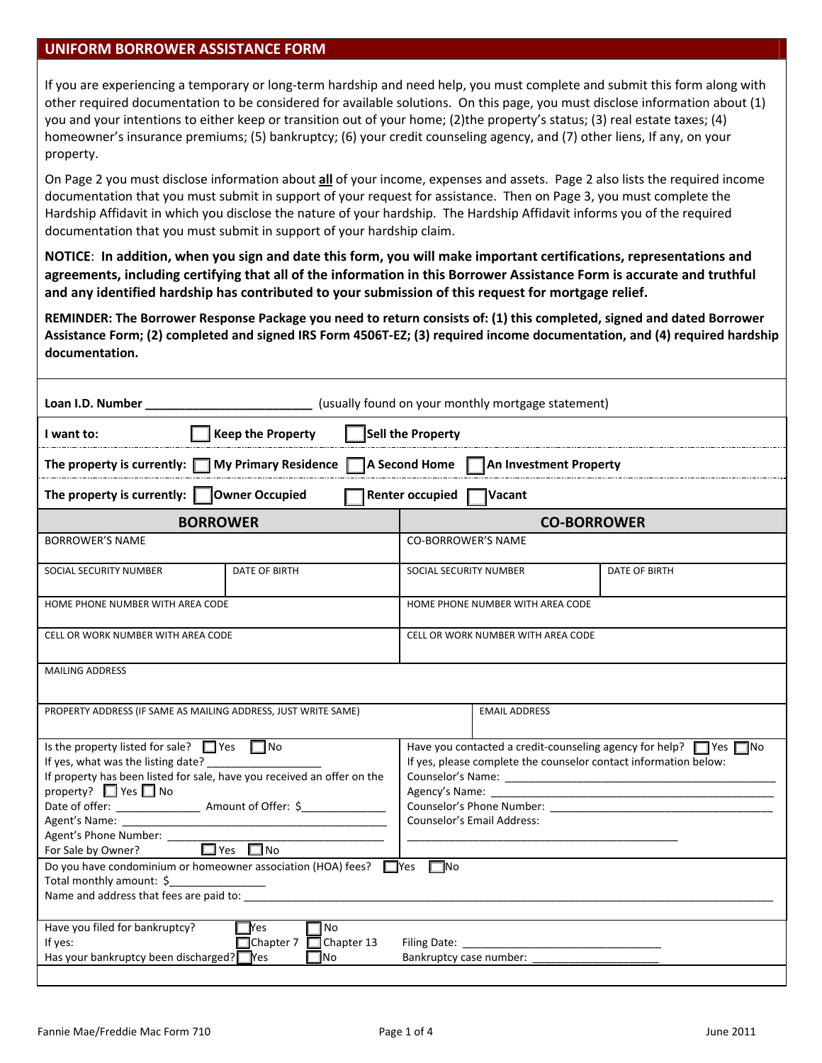## UNIFORM BORROWER ASSISTANCE FORM

If you are experiencing a temporary or long-term hardship and need help, you must complete and submit this form along with other required documentation to be considered for available solutions. On this page, you must disclose information about (1) you and your intentions to either keep or transition out of your home; (2)the property's status; (3) real estate taxes; (4) homeowner's insurance premiums; (5) bankruptcy; (6) your credit counseling agency, and (7) other liens, If any, on your property.

On Page 2 you must disclose information about **all** of your income, expenses and assets. Page 2 also lists the required income documentation that you must submit in support of your request for assistance. Then on Page 3, you must complete the Hardship Affidavit in which you disclose the nature of your hardship. The Hardship Affidavit informs you of the required documentation that you must submit in support of your hardship claim.

**NOTICE**: **In addition, when you sign and date this form, you will make important certifications, representations and agreements, including certifying that all of the information in this Borrower Assistance Form is accurate and truthful and any identified hardship has contributed to your submission of this request for mortgage relief.**

**REMINDER: The Borrower Response Package you need to return consists of: (1) this completed, signed and dated Borrower Assistance Form; (2) completed and signed IRS Form 4506T-EZ; (3) required income documentation, and (4) required hardship documentation.**

**Loan I.D. Number** ________________________ (usually found on your monthly mortgage statement)

**I want to:** ☐ **Keep the Property** ☐ **Sell the Property**

**The property is currently:** ☐ **My Primary Residence** ☐ **A Second Home** ☐ **An Investment Property**

**The property is currently:** ☐ **Owner Occupied** ☐ **Renter occupied** ☐ **Vacant**

| **BORROWER** | | **CO-BORROWER** | |
|---|---|---|---|
| BORROWER'S NAME | | CO-BORROWER'S NAME | |
| SOCIAL SECURITY NUMBER | DATE OF BIRTH | SOCIAL SECURITY NUMBER | DATE OF BIRTH |
| HOME PHONE NUMBER WITH AREA CODE | | HOME PHONE NUMBER WITH AREA CODE | |
| CELL OR WORK NUMBER WITH AREA CODE | | CELL OR WORK NUMBER WITH AREA CODE | |
| MAILING ADDRESS | | | |
| PROPERTY ADDRESS (IF SAME AS MAILING ADDRESS, JUST WRITE SAME) | | EMAIL ADDRESS | |

Is the property listed for sale? ☐ Yes ☐ No
If yes, what was the listing date? __________________
If property has been listed for sale, have you received an offer on the property? ☐ Yes ☐ No
Date of offer: _____________ Amount of Offer: $_____________
Agent's Name: ___________________________________________
Agent's Phone Number: ___________________________________
For Sale by Owner? ☐ Yes ☐ No

Have you contacted a credit-counseling agency for help? ☐ Yes ☐ No
If yes, please complete the counselor contact information below:
Counselor's Name: ____________________________________________
Agency's Name: ______________________________________________
Counselor's Phone Number: _____________________________________
Counselor's Email Address:
_____________________________________________

Do you have condominium or homeowner association (HOA) fees? ☐ Yes ☐ No
Total monthly amount: $_______________
Name and address that fees are paid to: ________________________________________________________________

Have you filed for bankruptcy? ☐ Yes ☐ No
If yes: ☐ Chapter 7 ☐ Chapter 13 Filing Date: ________________________________
Has your bankruptcy been discharged? ☐ Yes ☐ No Bankruptcy case number: ____________________

Fannie Mae/Freddie Mac Form 710 June 2011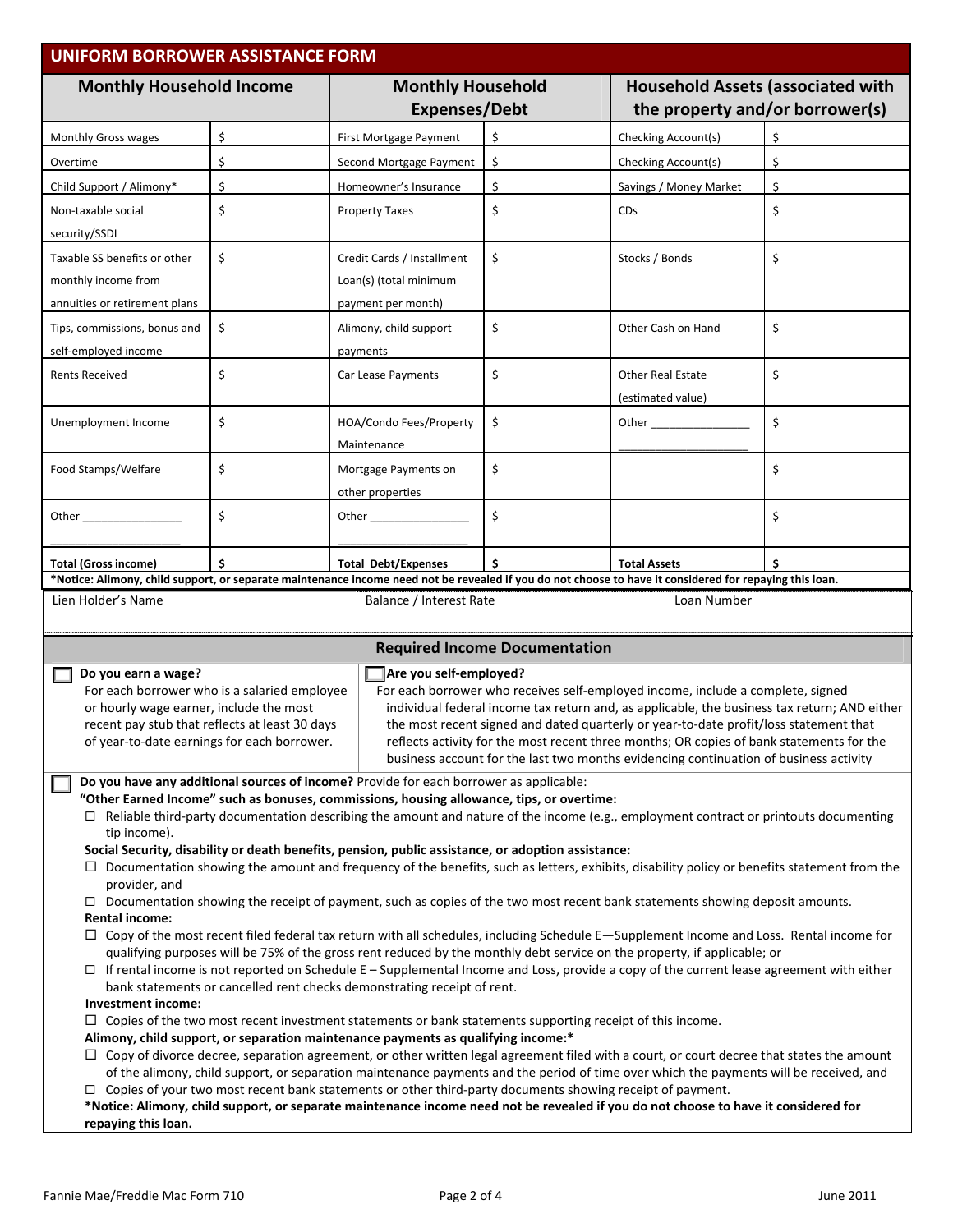## UNIFORM BORROWER ASSISTANCE FORM

| Monthly Household Income | | Monthly Household Expenses/Debt | | Household Assets (associated with the property and/or borrower(s) | |
|---|---|---|---|---|---|
| Monthly Gross wages | $ | First Mortgage Payment | $ | Checking Account(s) | $ |
| Overtime | $ | Second Mortgage Payment | $ | Checking Account(s) | $ |
| Child Support / Alimony* | $ | Homeowner's Insurance | $ | Savings / Money Market | $ |
| Non-taxable social security/SSDI | $ | Property Taxes | $ | CDs | $ |
| Taxable SS benefits or other monthly income from annuities or retirement plans | $ | Credit Cards / Installment Loan(s) (total minimum payment per month) | $ | Stocks / Bonds | $ |
| Tips, commissions, bonus and self-employed income | $ | Alimony, child support payments | $ | Other Cash on Hand | $ |
| Rents Received | $ | Car Lease Payments | $ | Other Real Estate (estimated value) | $ |
| Unemployment Income | $ | HOA/Condo Fees/Property Maintenance | $ | Other ________________ ____________________ | $ |
| Food Stamps/Welfare | $ | Mortgage Payments on other properties | $ | | $ |
| Other ________________ ____________________ | $ | Other ________________ ____________________ | $ | | $ |
| **Total (Gross income)** | **$** | **Total Debt/Expenses** | **$** | **Total Assets** | **$** |

***Notice: Alimony, child support, or separate maintenance income need not be revealed if you do not choose to have it considered for repaying this loan.**

| Lien Holder's Name | Balance / Interest Rate | Loan Number |
|---|---|---|
| | | |

### Required Income Documentation

☐ **Do you earn a wage?**
For each borrower who is a salaried employee or hourly wage earner, include the most recent pay stub that reflects at least 30 days of year-to-date earnings for each borrower.

☐ **Are you self-employed?**
For each borrower who receives self-employed income, include a complete, signed individual federal income tax return and, as applicable, the business tax return; AND either the most recent signed and dated quarterly or year-to-date profit/loss statement that reflects activity for the most recent three months; OR copies of bank statements for the business account for the last two months evidencing continuation of business activity

☐ **Do you have any additional sources of income?** Provide for each borrower as applicable:

**"Other Earned Income" such as bonuses, commissions, housing allowance, tips, or overtime:**

- ☐ Reliable third-party documentation describing the amount and nature of the income (e.g., employment contract or printouts documenting tip income).

**Social Security, disability or death benefits, pension, public assistance, or adoption assistance:**

- ☐ Documentation showing the amount and frequency of the benefits, such as letters, exhibits, disability policy or benefits statement from the provider, and
- ☐ Documentation showing the receipt of payment, such as copies of the two most recent bank statements showing deposit amounts.

**Rental income:**

- ☐ Copy of the most recent filed federal tax return with all schedules, including Schedule E—Supplement Income and Loss. Rental income for qualifying purposes will be 75% of the gross rent reduced by the monthly debt service on the property, if applicable; or
- ☐ If rental income is not reported on Schedule E – Supplemental Income and Loss, provide a copy of the current lease agreement with either bank statements or cancelled rent checks demonstrating receipt of rent.

**Investment income:**

- ☐ Copies of the two most recent investment statements or bank statements supporting receipt of this income.

**Alimony, child support, or separation maintenance payments as qualifying income:***

- ☐ Copy of divorce decree, separation agreement, or other written legal agreement filed with a court, or court decree that states the amount of the alimony, child support, or separation maintenance payments and the period of time over which the payments will be received, and
- ☐ Copies of your two most recent bank statements or other third-party documents showing receipt of payment.

***Notice: Alimony, child support, or separate maintenance income need not be revealed if you do not choose to have it considered for repaying this loan.**

Fannie Mae/Freddie Mac Form 710 June 2011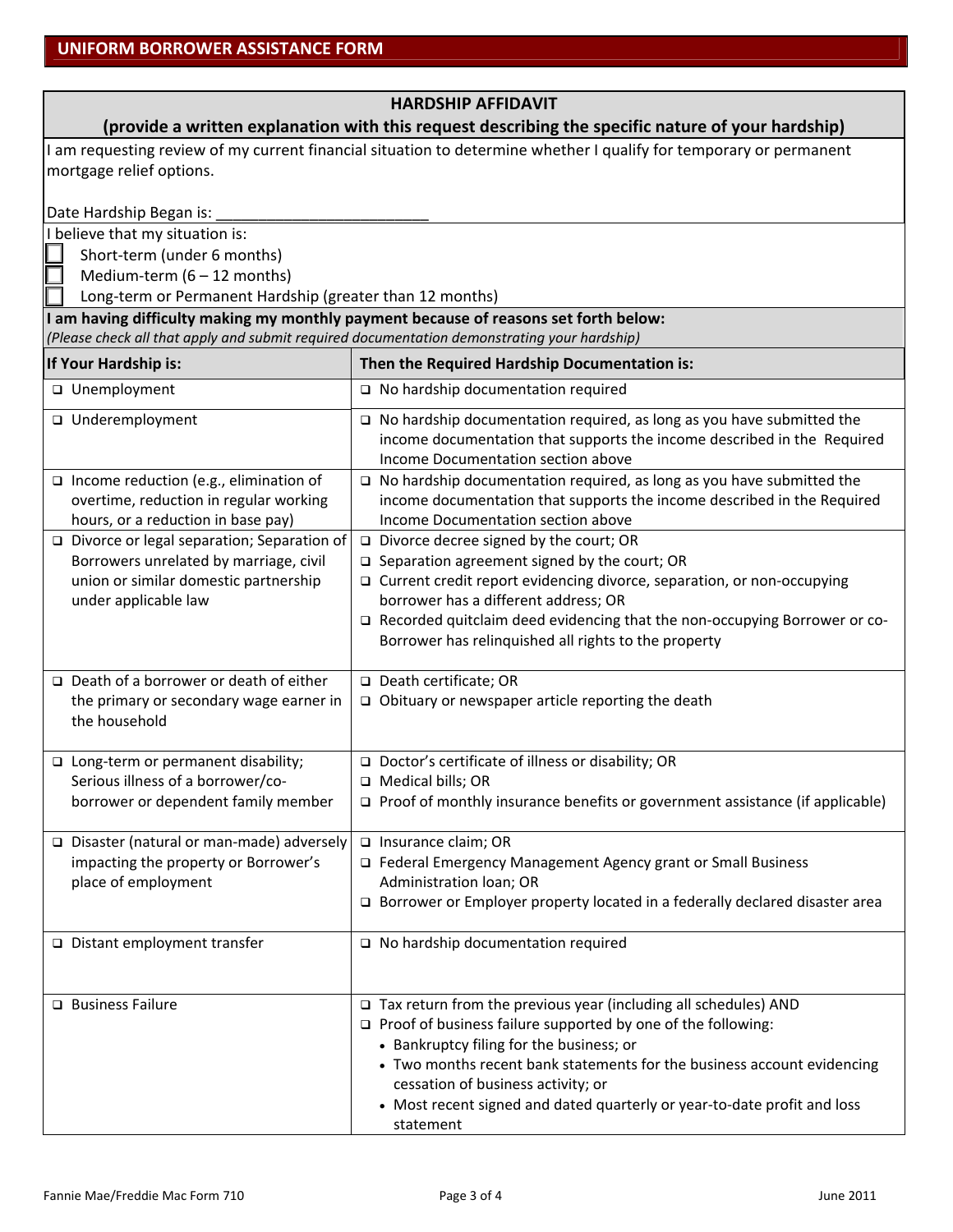## UNIFORM BORROWER ASSISTANCE FORM

### HARDSHIP AFFIDAVIT

**(provide a written explanation with this request describing the specific nature of your hardship)**

I am requesting review of my current financial situation to determine whether I qualify for temporary or permanent mortgage relief options.

Date Hardship Began is: ________________________

I believe that my situation is:

- ☐ Short-term (under 6 months)
- ☐ Medium-term (6 – 12 months)
- ☐ Long-term or Permanent Hardship (greater than 12 months)

**I am having difficulty making my monthly payment because of reasons set forth below:**

*(Please check all that apply and submit required documentation demonstrating your hardship)*

| If Your Hardship is: | Then the Required Hardship Documentation is: |
|---|---|
| ☐ Unemployment | ☐ No hardship documentation required |
| ☐ Underemployment | ☐ No hardship documentation required, as long as you have submitted the income documentation that supports the income described in the Required Income Documentation section above |
| ☐ Income reduction (e.g., elimination of overtime, reduction in regular working hours, or a reduction in base pay) | ☐ No hardship documentation required, as long as you have submitted the income documentation that supports the income described in the Required Income Documentation section above |
| ☐ Divorce or legal separation; Separation of Borrowers unrelated by marriage, civil union or similar domestic partnership under applicable law | ☐ Divorce decree signed by the court; OR<br>☐ Separation agreement signed by the court; OR<br>☐ Current credit report evidencing divorce, separation, or non-occupying borrower has a different address; OR<br>☐ Recorded quitclaim deed evidencing that the non-occupying Borrower or co-Borrower has relinquished all rights to the property |
| ☐ Death of a borrower or death of either the primary or secondary wage earner in the household | ☐ Death certificate; OR<br>☐ Obituary or newspaper article reporting the death |
| ☐ Long-term or permanent disability; Serious illness of a borrower/co-borrower or dependent family member | ☐ Doctor's certificate of illness or disability; OR<br>☐ Medical bills; OR<br>☐ Proof of monthly insurance benefits or government assistance (if applicable) |
| ☐ Disaster (natural or man-made) adversely impacting the property or Borrower's place of employment | ☐ Insurance claim; OR<br>☐ Federal Emergency Management Agency grant or Small Business Administration loan; OR<br>☐ Borrower or Employer property located in a federally declared disaster area |
| ☐ Distant employment transfer | ☐ No hardship documentation required |
| ☐ Business Failure | ☐ Tax return from the previous year (including all schedules) AND<br>☐ Proof of business failure supported by one of the following:<br>• Bankruptcy filing for the business; or<br>• Two months recent bank statements for the business account evidencing cessation of business activity; or<br>• Most recent signed and dated quarterly or year-to-date profit and loss statement |

Fannie Mae/Freddie Mac Form 710 June 2011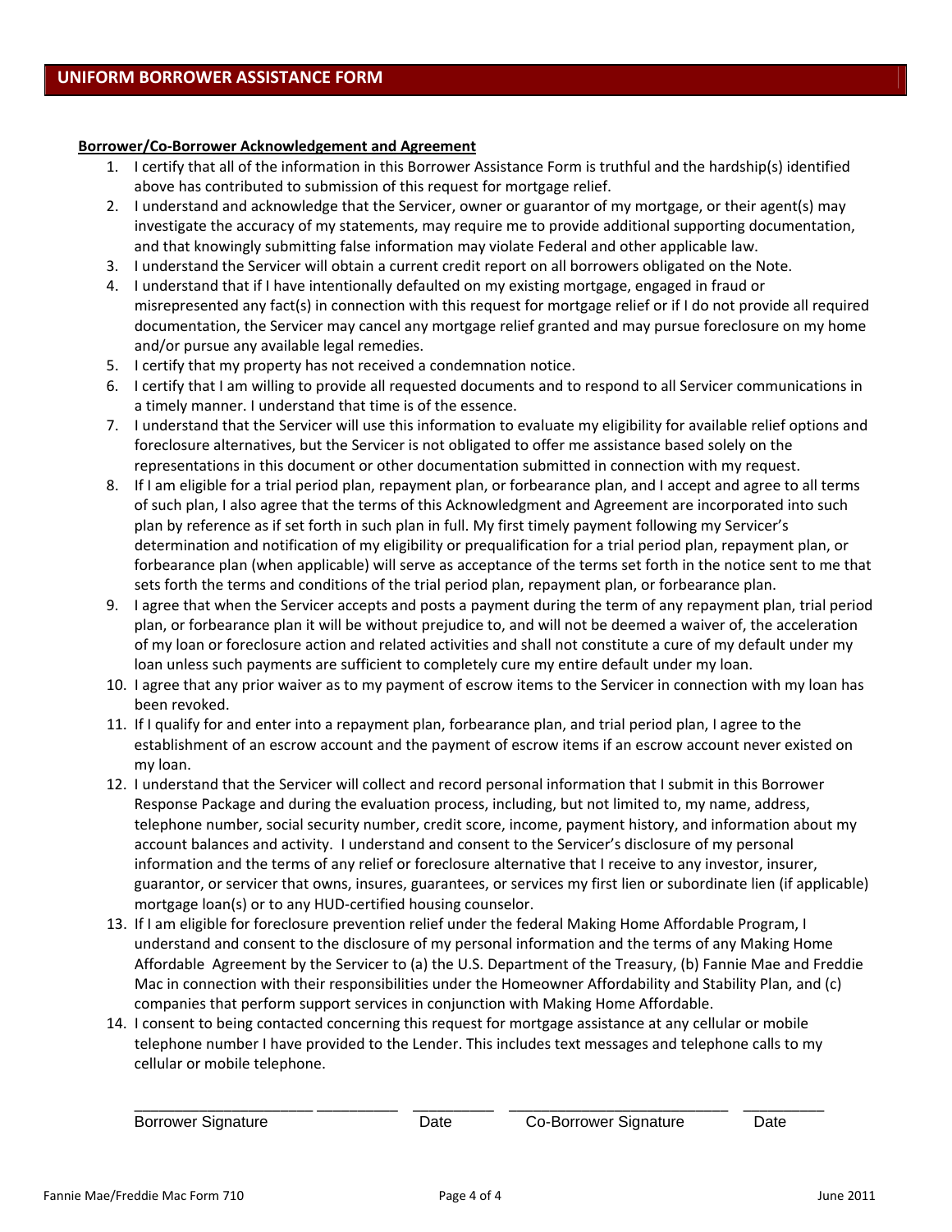## UNIFORM BORROWER ASSISTANCE FORM

**Borrower/Co-Borrower Acknowledgement and Agreement**

1. I certify that all of the information in this Borrower Assistance Form is truthful and the hardship(s) identified above has contributed to submission of this request for mortgage relief.
2. I understand and acknowledge that the Servicer, owner or guarantor of my mortgage, or their agent(s) may investigate the accuracy of my statements, may require me to provide additional supporting documentation, and that knowingly submitting false information may violate Federal and other applicable law.
3. I understand the Servicer will obtain a current credit report on all borrowers obligated on the Note.
4. I understand that if I have intentionally defaulted on my existing mortgage, engaged in fraud or misrepresented any fact(s) in connection with this request for mortgage relief or if I do not provide all required documentation, the Servicer may cancel any mortgage relief granted and may pursue foreclosure on my home and/or pursue any available legal remedies.
5. I certify that my property has not received a condemnation notice.
6. I certify that I am willing to provide all requested documents and to respond to all Servicer communications in a timely manner. I understand that time is of the essence.
7. I understand that the Servicer will use this information to evaluate my eligibility for available relief options and foreclosure alternatives, but the Servicer is not obligated to offer me assistance based solely on the representations in this document or other documentation submitted in connection with my request.
8. If I am eligible for a trial period plan, repayment plan, or forbearance plan, and I accept and agree to all terms of such plan, I also agree that the terms of this Acknowledgment and Agreement are incorporated into such plan by reference as if set forth in such plan in full. My first timely payment following my Servicer's determination and notification of my eligibility or prequalification for a trial period plan, repayment plan, or forbearance plan (when applicable) will serve as acceptance of the terms set forth in the notice sent to me that sets forth the terms and conditions of the trial period plan, repayment plan, or forbearance plan.
9. I agree that when the Servicer accepts and posts a payment during the term of any repayment plan, trial period plan, or forbearance plan it will be without prejudice to, and will not be deemed a waiver of, the acceleration of my loan or foreclosure action and related activities and shall not constitute a cure of my default under my loan unless such payments are sufficient to completely cure my entire default under my loan.
10. I agree that any prior waiver as to my payment of escrow items to the Servicer in connection with my loan has been revoked.
11. If I qualify for and enter into a repayment plan, forbearance plan, and trial period plan, I agree to the establishment of an escrow account and the payment of escrow items if an escrow account never existed on my loan.
12. I understand that the Servicer will collect and record personal information that I submit in this Borrower Response Package and during the evaluation process, including, but not limited to, my name, address, telephone number, social security number, credit score, income, payment history, and information about my account balances and activity. I understand and consent to the Servicer's disclosure of my personal information and the terms of any relief or foreclosure alternative that I receive to any investor, insurer, guarantor, or servicer that owns, insures, guarantees, or services my first lien or subordinate lien (if applicable) mortgage loan(s) or to any HUD-certified housing counselor.
13. If I am eligible for foreclosure prevention relief under the federal Making Home Affordable Program, I understand and consent to the disclosure of my personal information and the terms of any Making Home Affordable Agreement by the Servicer to (a) the U.S. Department of the Treasury, (b) Fannie Mae and Freddie Mac in connection with their responsibilities under the Homeowner Affordability and Stability Plan, and (c) companies that perform support services in conjunction with Making Home Affordable.
14. I consent to being contacted concerning this request for mortgage assistance at any cellular or mobile telephone number I have provided to the Lender. This includes text messages and telephone calls to my cellular or mobile telephone.

______________________________ __________ ______________________________ __________
Borrower Signature Date Co-Borrower Signature Date

Fannie Mae/Freddie Mac Form 710 June 2011